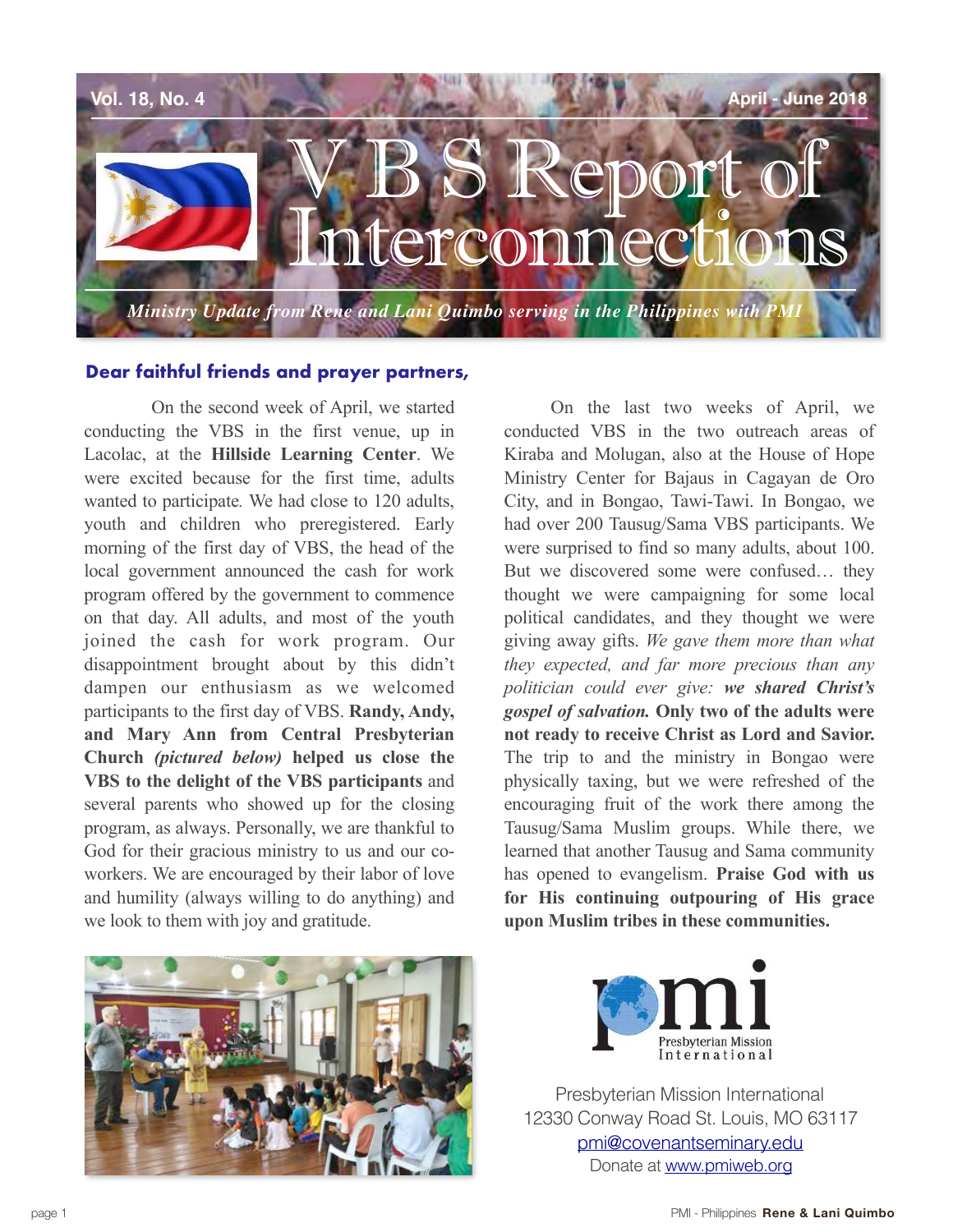Vol. 18, No. 4 April - June 2018

# VBS Report of Interconnections

*Ministry Update from Rene and Lani Quimbo serving in the Philippines with PMI*

**Dear faithful friends and prayer partners,**

On the second week of April, we started conducting the VBS in the first venue, up in Lacolac, at the **Hillside Learning Center**. We were excited because for the first time, adults wanted to participate. We had close to 120 adults, youth and children who preregistered. Early morning of the first day of VBS, the head of the local government announced the cash for work program offered by the government to commence on that day. All adults, and most of the youth joined the cash for work program. Our disappointment brought about by this didn't dampen our enthusiasm as we welcomed participants to the first day of VBS. **Randy, Andy, and Mary Ann from Central Presbyterian Church *(pictured below)* helped us close the VBS to the delight of the VBS participants** and several parents who showed up for the closing program, as always. Personally, we are thankful to God for their gracious ministry to us and our co-workers. We are encouraged by their labor of love and humility (always willing to do anything) and we look to them with joy and gratitude.

On the last two weeks of April, we conducted VBS in the two outreach areas of Kiraba and Molugan, also at the House of Hope Ministry Center for Bajaus in Cagayan de Oro City, and in Bongao, Tawi-Tawi. In Bongao, we had over 200 Tausug/Sama VBS participants. We were surprised to find so many adults, about 100. But we discovered some were confused… they thought we were campaigning for some local political candidates, and they thought we were giving away gifts. *We gave them more than what they expected, and far more precious than any politician could ever give:* ***we shared Christ's gospel of salvation.*** **Only two of the adults were not ready to receive Christ as Lord and Savior.** The trip to and the ministry in Bongao were physically taxing, but we were refreshed of the encouraging fruit of the work there among the Tausug/Sama Muslim groups. While there, we learned that another Tausug and Sama community has opened to evangelism. **Praise God with us for His continuing outpouring of His grace upon Muslim tribes in these communities.**

Presbyterian Mission International
12330 Conway Road St. Louis, MO 63117
pmi@covenantseminary.edu
Donate at www.pmiweb.org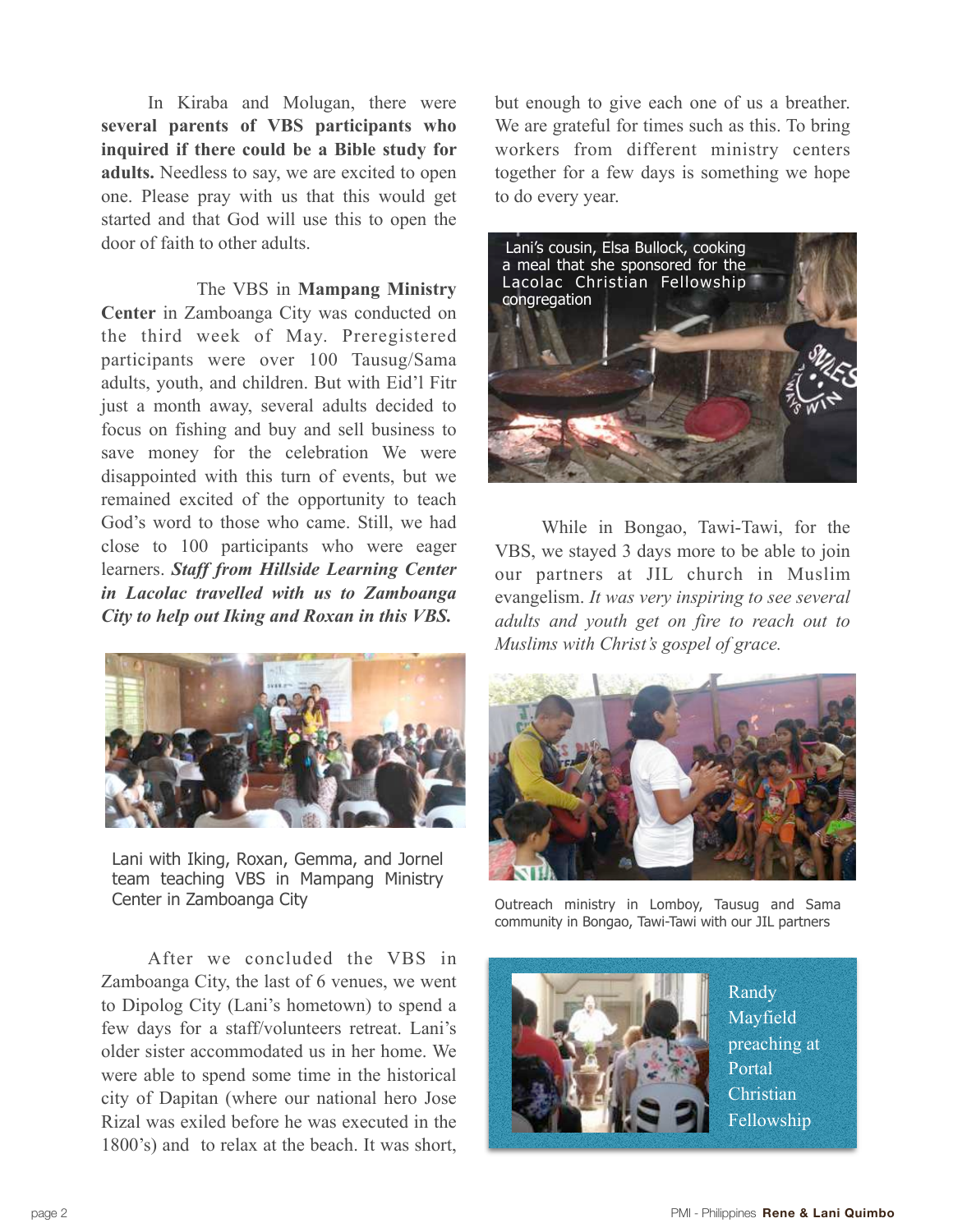In Kiraba and Molugan, there were **several parents of VBS participants who inquired if there could be a Bible study for adults.** Needless to say, we are excited to open one. Please pray with us that this would get started and that God will use this to open the door of faith to other adults.

The VBS in **Mampang Ministry Center** in Zamboanga City was conducted on the third week of May. Preregistered participants were over 100 Tausug/Sama adults, youth, and children. But with Eid'l Fitr just a month away, several adults decided to focus on fishing and buy and sell business to save money for the celebration We were disappointed with this turn of events, but we remained excited of the opportunity to teach God's word to those who came. Still, we had close to 100 participants who were eager learners. ***Staff from Hillside Learning Center in Lacolac travelled with us to Zamboanga City to help out Iking and Roxan in this VBS.***

Lani with Iking, Roxan, Gemma, and Jornel team teaching VBS in Mampang Ministry Center in Zamboanga City

After we concluded the VBS in Zamboanga City, the last of 6 venues, we went to Dipolog City (Lani's hometown) to spend a few days for a staff/volunteers retreat. Lani's older sister accommodated us in her home. We were able to spend some time in the historical city of Dapitan (where our national hero Jose Rizal was exiled before he was executed in the 1800's) and to relax at the beach. It was short, but enough to give each one of us a breather. We are grateful for times such as this. To bring workers from different ministry centers together for a few days is something we hope to do every year.

Lani's cousin, Elsa Bullock, cooking a meal that she sponsored for the Lacolac Christian Fellowship congregation

While in Bongao, Tawi-Tawi, for the VBS, we stayed 3 days more to be able to join our partners at JIL church in Muslim evangelism. *It was very inspiring to see several adults and youth get on fire to reach out to Muslims with Christ's gospel of grace.*

Outreach ministry in Lomboy, Tausug and Sama community in Bongao, Tawi-Tawi with our JIL partners

Randy Mayfield preaching at Portal Christian Fellowship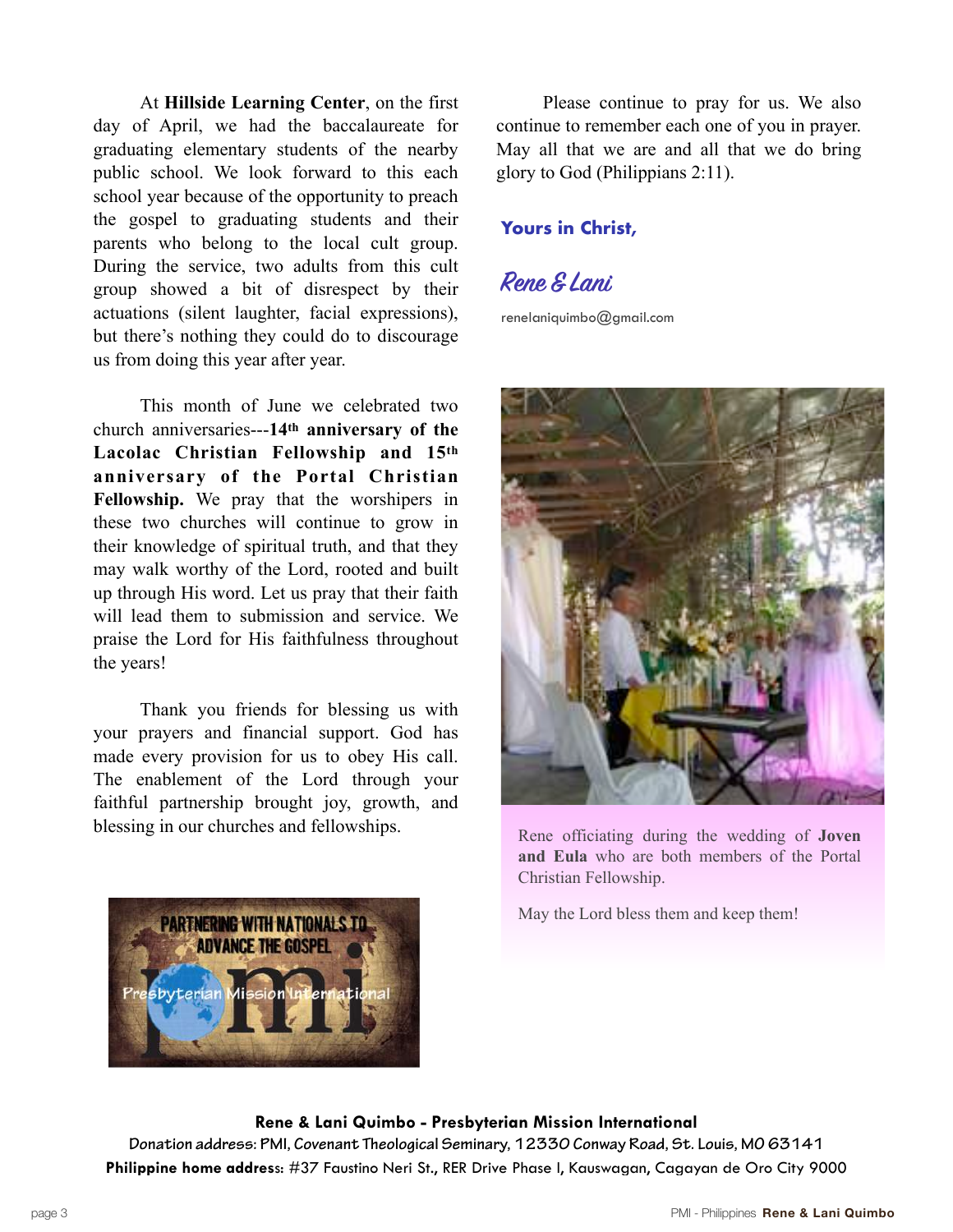At **Hillside Learning Center**, on the first day of April, we had the baccalaureate for graduating elementary students of the nearby public school. We look forward to this each school year because of the opportunity to preach the gospel to graduating students and their parents who belong to the local cult group. During the service, two adults from this cult group showed a bit of disrespect by their actuations (silent laughter, facial expressions), but there's nothing they could do to discourage us from doing this year after year.

This month of June we celebrated two church anniversaries---**14th anniversary of the Lacolac Christian Fellowship and 15th anniversary of the Portal Christian Fellowship.** We pray that the worshipers in these two churches will continue to grow in their knowledge of spiritual truth, and that they may walk worthy of the Lord, rooted and built up through His word. Let us pray that their faith will lead them to submission and service. We praise the Lord for His faithfulness throughout the years!

Thank you friends for blessing us with your prayers and financial support. God has made every provision for us to obey His call. The enablement of the Lord through your faithful partnership brought joy, growth, and blessing in our churches and fellowships.

Please continue to pray for us. We also continue to remember each one of you in prayer. May all that we are and all that we do bring glory to God (Philippians 2:11).

**Yours in Christ,**

*Rene & Lani*

renelaniquimbo@gmail.com

Rene officiating during the wedding of **Joven and Eula** who are both members of the Portal Christian Fellowship.

May the Lord bless them and keep them!

PARTNERING WITH NATIONALS TO ADVANCE THE GOSPEL

Presbyterian Mission International

**Rene & Lani Quimbo - Presbyterian Mission International**

Donation address: PMI, Covenant Theological Seminary, 12330 Conway Road, St. Louis, MO 63141

**Philippine home address**: #37 Faustino Neri St., RER Drive Phase I, Kauswagan, Cagayan de Oro City 9000